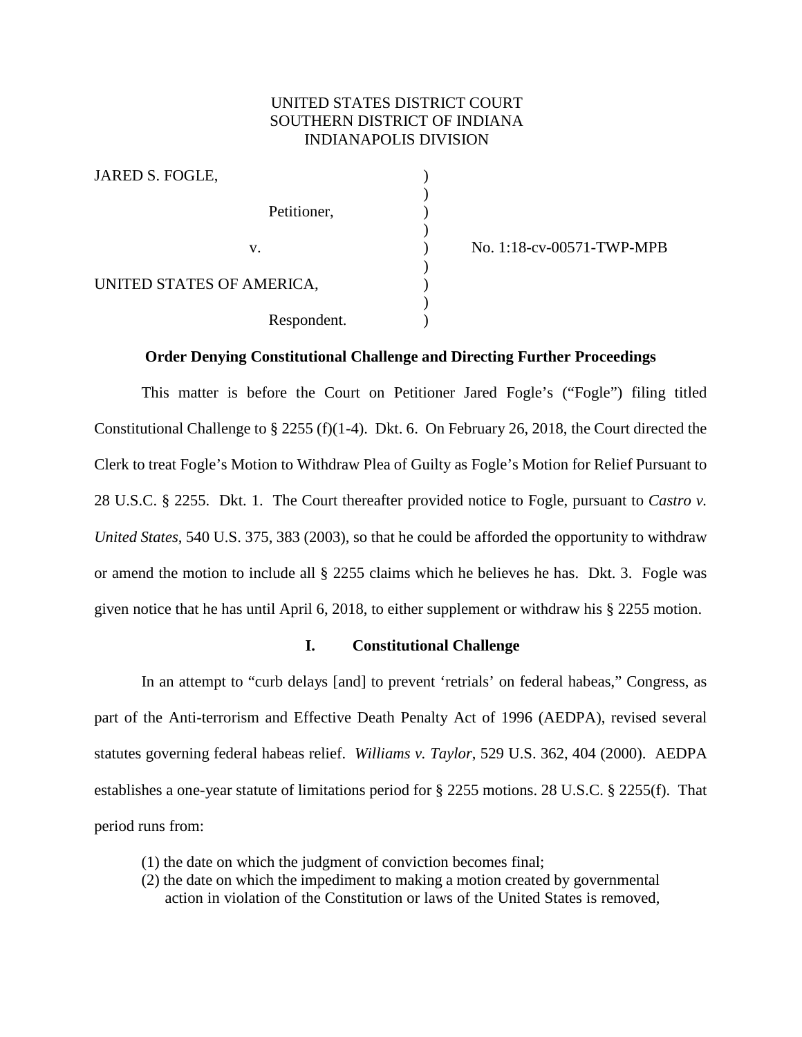UNITED STATES DISTRICT COURT
SOUTHERN DISTRICT OF INDIANA
INDIANAPOLIS DIVISION

JARED S. FOGLE,

Petitioner,

v.

UNITED STATES OF AMERICA,

Respondent.

No. 1:18-cv-00571-TWP-MPB

**Order Denying Constitutional Challenge and Directing Further Proceedings**

This matter is before the Court on Petitioner Jared Fogle's ("Fogle") filing titled Constitutional Challenge to § 2255 (f)(1-4). Dkt. 6. On February 26, 2018, the Court directed the Clerk to treat Fogle's Motion to Withdraw Plea of Guilty as Fogle's Motion for Relief Pursuant to 28 U.S.C. § 2255. Dkt. 1. The Court thereafter provided notice to Fogle, pursuant to *Castro v. United States*, 540 U.S. 375, 383 (2003), so that he could be afforded the opportunity to withdraw or amend the motion to include all § 2255 claims which he believes he has. Dkt. 3. Fogle was given notice that he has until April 6, 2018, to either supplement or withdraw his § 2255 motion.

## I. Constitutional Challenge

In an attempt to "curb delays [and] to prevent 'retrials' on federal habeas," Congress, as part of the Anti-terrorism and Effective Death Penalty Act of 1996 (AEDPA), revised several statutes governing federal habeas relief. *Williams v. Taylor*, 529 U.S. 362, 404 (2000). AEDPA establishes a one-year statute of limitations period for § 2255 motions. 28 U.S.C. § 2255(f). That period runs from:

(1) the date on which the judgment of conviction becomes final;
(2) the date on which the impediment to making a motion created by governmental action in violation of the Constitution or laws of the United States is removed,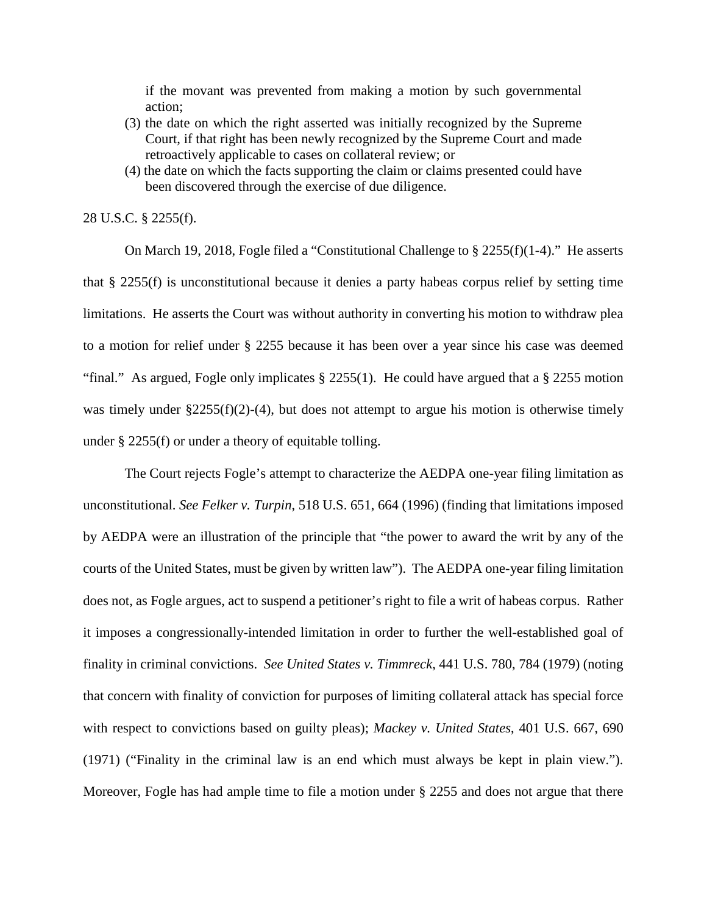if the movant was prevented from making a motion by such governmental action;

(3) the date on which the right asserted was initially recognized by the Supreme Court, if that right has been newly recognized by the Supreme Court and made retroactively applicable to cases on collateral review; or

(4) the date on which the facts supporting the claim or claims presented could have been discovered through the exercise of due diligence.

28 U.S.C. § 2255(f).

On March 19, 2018, Fogle filed a "Constitutional Challenge to § 2255(f)(1-4)." He asserts that § 2255(f) is unconstitutional because it denies a party habeas corpus relief by setting time limitations. He asserts the Court was without authority in converting his motion to withdraw plea to a motion for relief under § 2255 because it has been over a year since his case was deemed "final." As argued, Fogle only implicates § 2255(1). He could have argued that a § 2255 motion was timely under §2255(f)(2)-(4), but does not attempt to argue his motion is otherwise timely under § 2255(f) or under a theory of equitable tolling.

The Court rejects Fogle's attempt to characterize the AEDPA one-year filing limitation as unconstitutional. *See Felker v. Turpin*, 518 U.S. 651, 664 (1996) (finding that limitations imposed by AEDPA were an illustration of the principle that "the power to award the writ by any of the courts of the United States, must be given by written law"). The AEDPA one-year filing limitation does not, as Fogle argues, act to suspend a petitioner's right to file a writ of habeas corpus. Rather it imposes a congressionally-intended limitation in order to further the well-established goal of finality in criminal convictions. *See United States v. Timmreck*, 441 U.S. 780, 784 (1979) (noting that concern with finality of conviction for purposes of limiting collateral attack has special force with respect to convictions based on guilty pleas); *Mackey v. United States*, 401 U.S. 667, 690 (1971) ("Finality in the criminal law is an end which must always be kept in plain view."). Moreover, Fogle has had ample time to file a motion under § 2255 and does not argue that there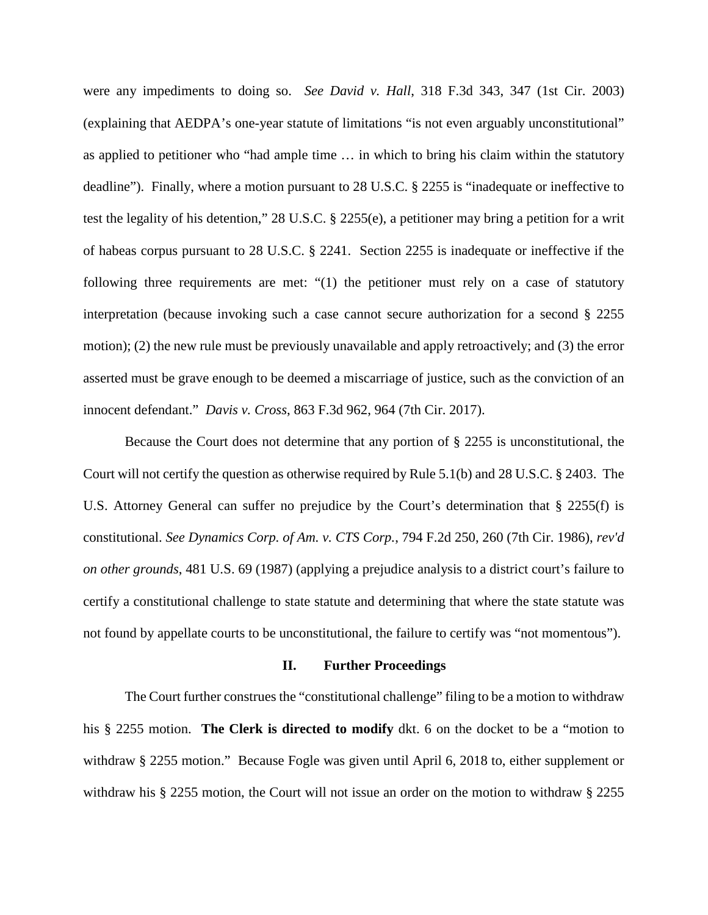were any impediments to doing so. *See David v. Hall*, 318 F.3d 343, 347 (1st Cir. 2003) (explaining that AEDPA's one-year statute of limitations "is not even arguably unconstitutional" as applied to petitioner who "had ample time … in which to bring his claim within the statutory deadline"). Finally, where a motion pursuant to 28 U.S.C. § 2255 is "inadequate or ineffective to test the legality of his detention," 28 U.S.C. § 2255(e), a petitioner may bring a petition for a writ of habeas corpus pursuant to 28 U.S.C. § 2241. Section 2255 is inadequate or ineffective if the following three requirements are met: "(1) the petitioner must rely on a case of statutory interpretation (because invoking such a case cannot secure authorization for a second § 2255 motion); (2) the new rule must be previously unavailable and apply retroactively; and (3) the error asserted must be grave enough to be deemed a miscarriage of justice, such as the conviction of an innocent defendant." *Davis v. Cross*, 863 F.3d 962, 964 (7th Cir. 2017).

Because the Court does not determine that any portion of § 2255 is unconstitutional, the Court will not certify the question as otherwise required by Rule 5.1(b) and 28 U.S.C. § 2403. The U.S. Attorney General can suffer no prejudice by the Court's determination that § 2255(f) is constitutional. *See Dynamics Corp. of Am. v. CTS Corp.*, 794 F.2d 250, 260 (7th Cir. 1986), *rev'd on other grounds*, 481 U.S. 69 (1987) (applying a prejudice analysis to a district court's failure to certify a constitutional challenge to state statute and determining that where the state statute was not found by appellate courts to be unconstitutional, the failure to certify was "not momentous").

## II. Further Proceedings

The Court further construes the "constitutional challenge" filing to be a motion to withdraw his § 2255 motion. **The Clerk is directed to modify** dkt. 6 on the docket to be a "motion to withdraw § 2255 motion." Because Fogle was given until April 6, 2018 to, either supplement or withdraw his § 2255 motion, the Court will not issue an order on the motion to withdraw § 2255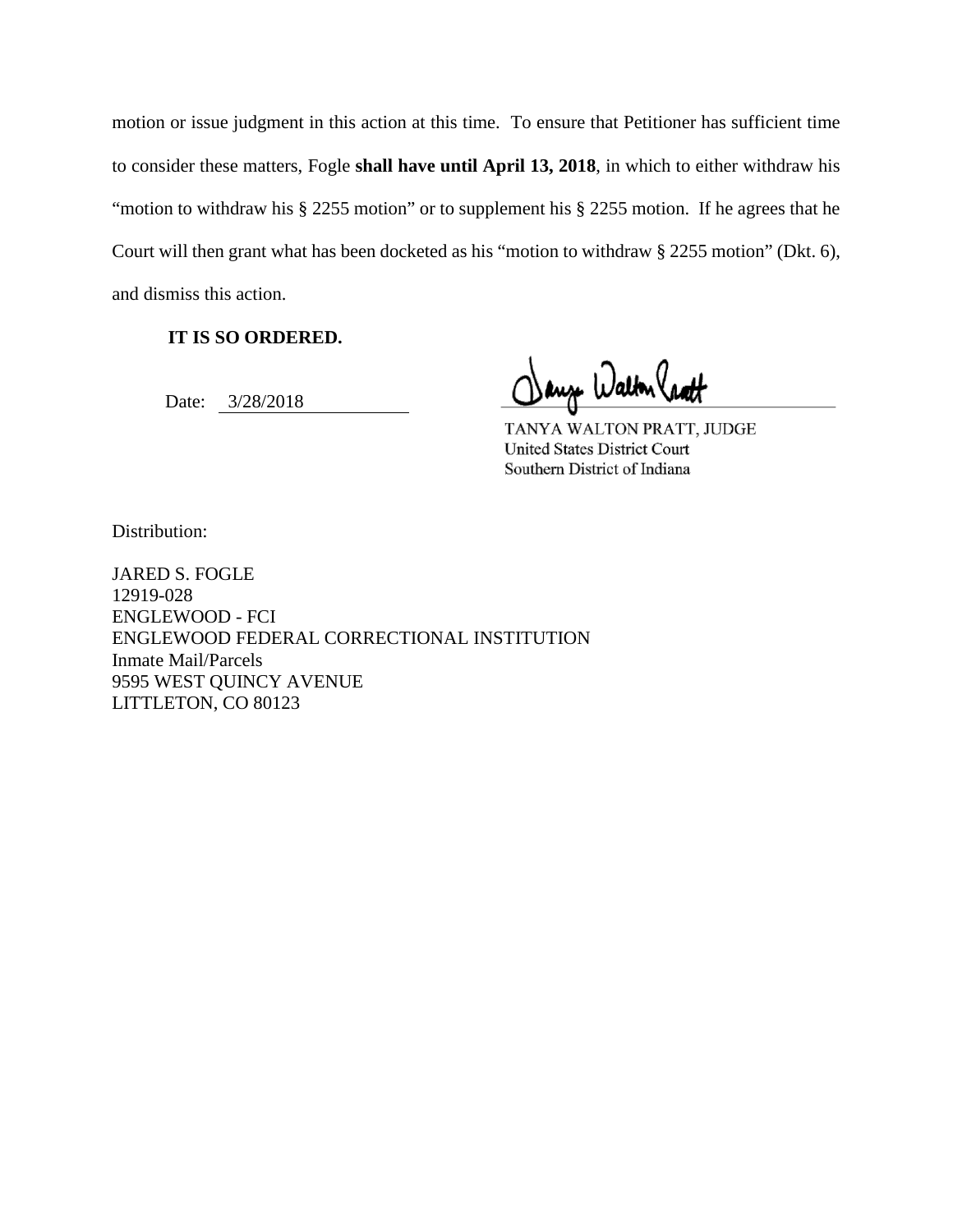motion or issue judgment in this action at this time. To ensure that Petitioner has sufficient time to consider these matters, Fogle **shall have until April 13, 2018**, in which to either withdraw his "motion to withdraw his § 2255 motion" or to supplement his § 2255 motion. If he agrees that he Court will then grant what has been docketed as his "motion to withdraw § 2255 motion" (Dkt. 6), and dismiss this action.

**IT IS SO ORDERED.**

Date: 3/28/2018

TANYA WALTON PRATT, JUDGE
United States District Court
Southern District of Indiana

Distribution:

JARED S. FOGLE
12919-028
ENGLEWOOD - FCI
ENGLEWOOD FEDERAL CORRECTIONAL INSTITUTION
Inmate Mail/Parcels
9595 WEST QUINCY AVENUE
LITTLETON, CO 80123